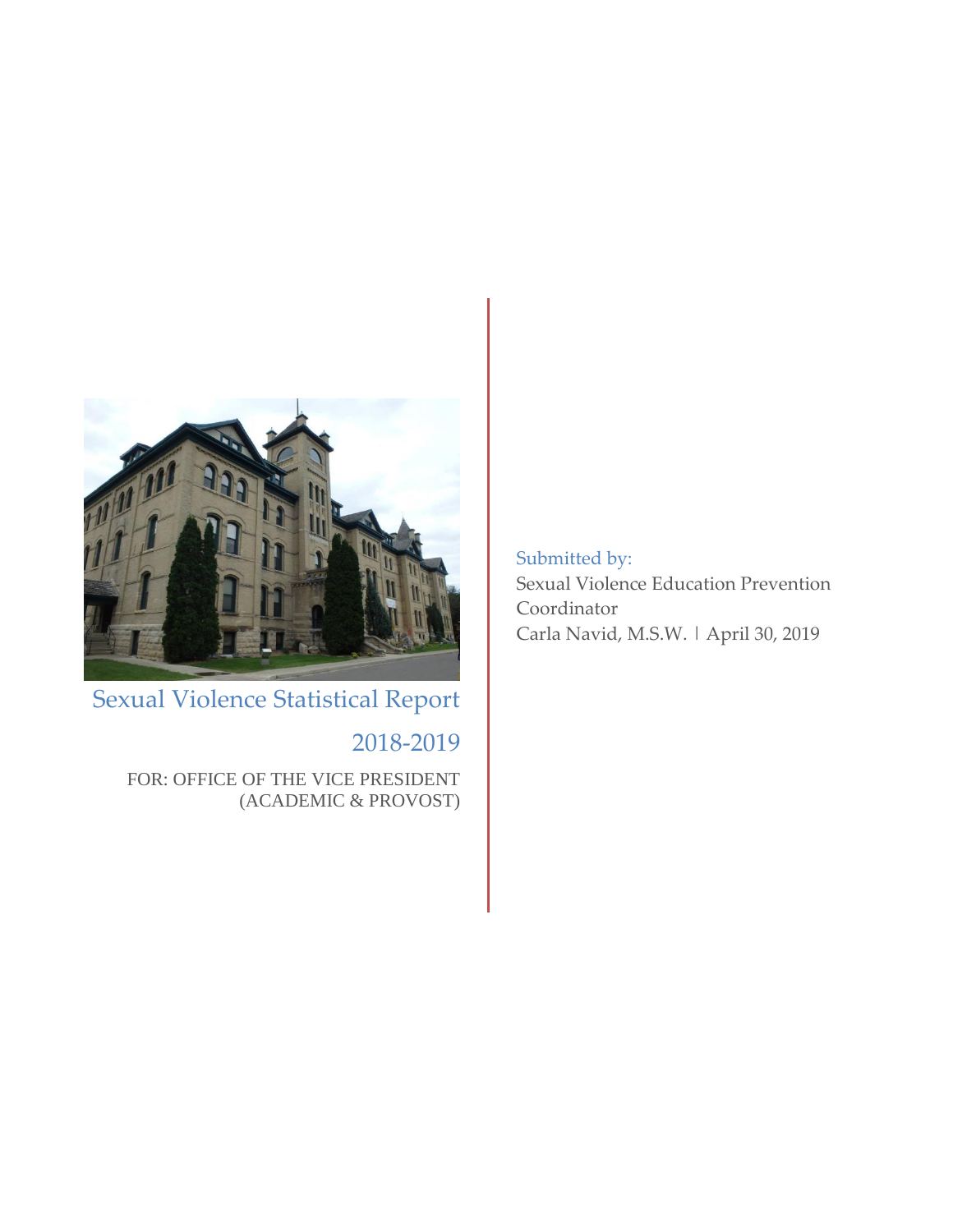# Sexual Violence Statistical Report

## 2018-2019

FOR: OFFICE OF THE VICE PRESIDENT (ACADEMIC & PROVOST)

Submitted by:

Sexual Violence Education Prevention Coordinator

Carla Navid, M.S.W. | April 30, 2019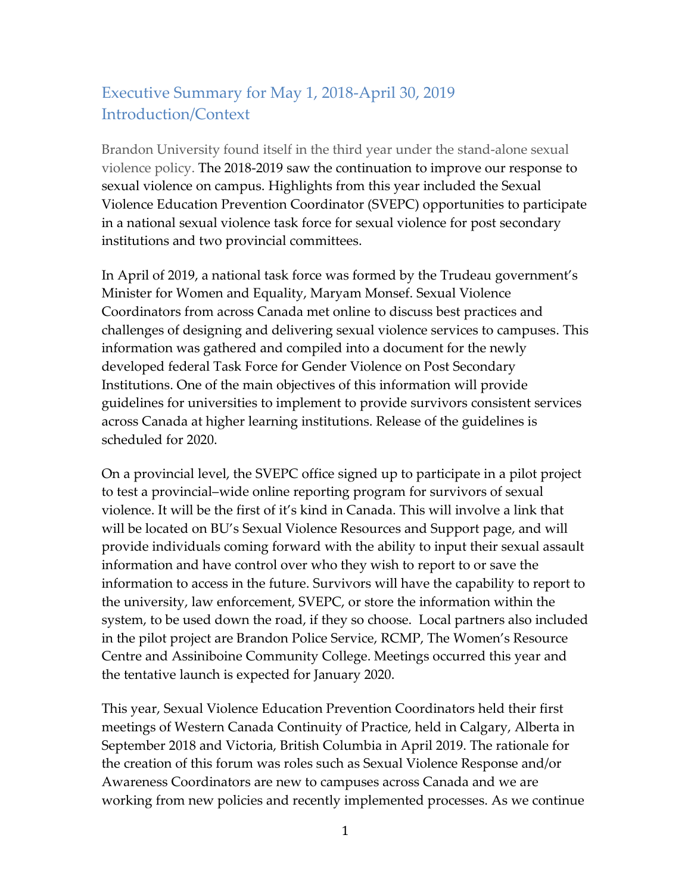## Executive Summary for May 1, 2018-April 30, 2019
## Introduction/Context

Brandon University found itself in the third year under the stand-alone sexual violence policy. The 2018-2019 saw the continuation to improve our response to sexual violence on campus. Highlights from this year included the Sexual Violence Education Prevention Coordinator (SVEPC) opportunities to participate in a national sexual violence task force for sexual violence for post secondary institutions and two provincial committees.

In April of 2019, a national task force was formed by the Trudeau government's Minister for Women and Equality, Maryam Monsef. Sexual Violence Coordinators from across Canada met online to discuss best practices and challenges of designing and delivering sexual violence services to campuses. This information was gathered and compiled into a document for the newly developed federal Task Force for Gender Violence on Post Secondary Institutions. One of the main objectives of this information will provide guidelines for universities to implement to provide survivors consistent services across Canada at higher learning institutions. Release of the guidelines is scheduled for 2020.

On a provincial level, the SVEPC office signed up to participate in a pilot project to test a provincial–wide online reporting program for survivors of sexual violence. It will be the first of it's kind in Canada. This will involve a link that will be located on BU's Sexual Violence Resources and Support page, and will provide individuals coming forward with the ability to input their sexual assault information and have control over who they wish to report to or save the information to access in the future. Survivors will have the capability to report to the university, law enforcement, SVEPC, or store the information within the system, to be used down the road, if they so choose. Local partners also included in the pilot project are Brandon Police Service, RCMP, The Women's Resource Centre and Assiniboine Community College. Meetings occurred this year and the tentative launch is expected for January 2020.

This year, Sexual Violence Education Prevention Coordinators held their first meetings of Western Canada Continuity of Practice, held in Calgary, Alberta in September 2018 and Victoria, British Columbia in April 2019. The rationale for the creation of this forum was roles such as Sexual Violence Response and/or Awareness Coordinators are new to campuses across Canada and we are working from new policies and recently implemented processes. As we continue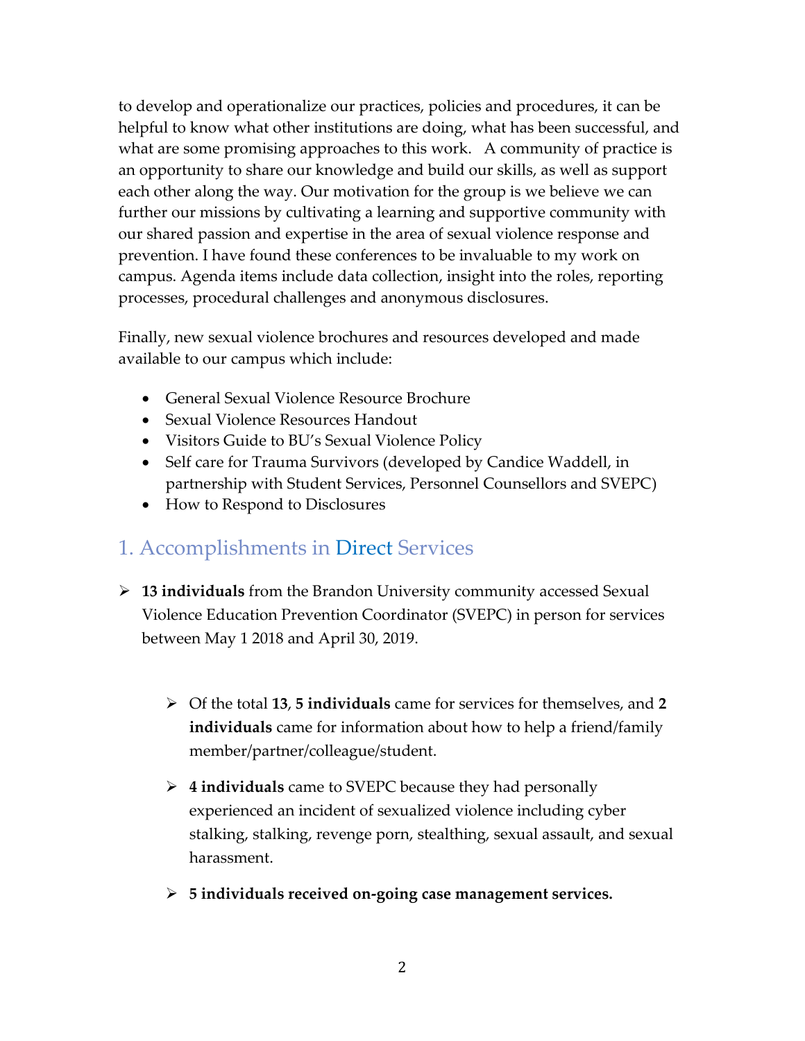to develop and operationalize our practices, policies and procedures, it can be helpful to know what other institutions are doing, what has been successful, and what are some promising approaches to this work. A community of practice is an opportunity to share our knowledge and build our skills, as well as support each other along the way. Our motivation for the group is we believe we can further our missions by cultivating a learning and supportive community with our shared passion and expertise in the area of sexual violence response and prevention. I have found these conferences to be invaluable to my work on campus. Agenda items include data collection, insight into the roles, reporting processes, procedural challenges and anonymous disclosures.

Finally, new sexual violence brochures and resources developed and made available to our campus which include:

- General Sexual Violence Resource Brochure
- Sexual Violence Resources Handout
- Visitors Guide to BU's Sexual Violence Policy
- Self care for Trauma Survivors (developed by Candice Waddell, in partnership with Student Services, Personnel Counsellors and SVEPC)
- How to Respond to Disclosures

## 1. Accomplishments in Direct Services

- **13 individuals** from the Brandon University community accessed Sexual Violence Education Prevention Coordinator (SVEPC) in person for services between May 1 2018 and April 30, 2019.
  - Of the total **13**, **5 individuals** came for services for themselves, and **2 individuals** came for information about how to help a friend/family member/partner/colleague/student.
  - **4 individuals** came to SVEPC because they had personally experienced an incident of sexualized violence including cyber stalking, stalking, revenge porn, stealthing, sexual assault, and sexual harassment.
  - **5 individuals received on-going case management services.**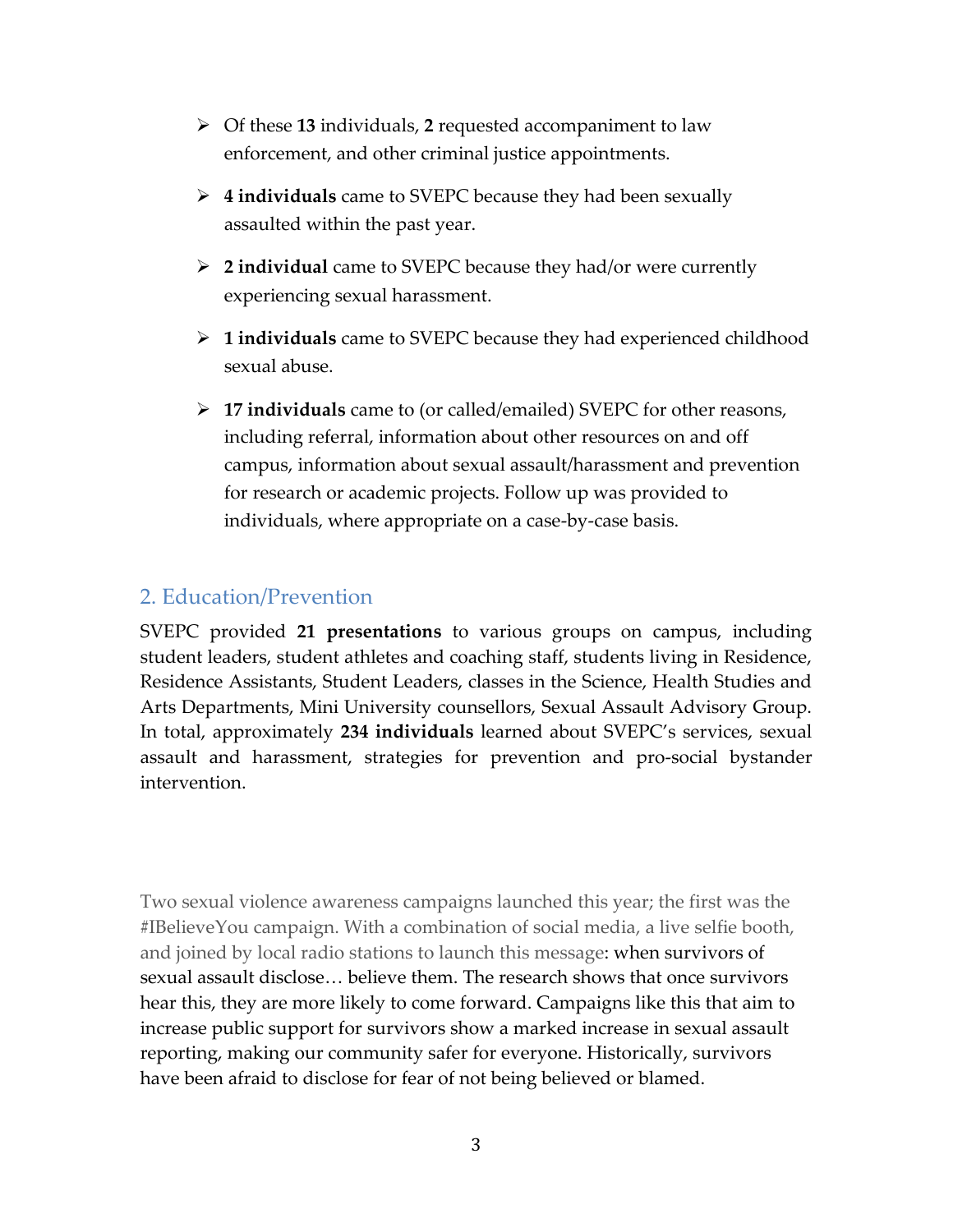- Of these **13** individuals, **2** requested accompaniment to law enforcement, and other criminal justice appointments.
- **4 individuals** came to SVEPC because they had been sexually assaulted within the past year.
- **2 individual** came to SVEPC because they had/or were currently experiencing sexual harassment.
- **1 individuals** came to SVEPC because they had experienced childhood sexual abuse.
- **17 individuals** came to (or called/emailed) SVEPC for other reasons, including referral, information about other resources on and off campus, information about sexual assault/harassment and prevention for research or academic projects. Follow up was provided to individuals, where appropriate on a case-by-case basis.

## 2. Education/Prevention

SVEPC provided **21 presentations** to various groups on campus, including student leaders, student athletes and coaching staff, students living in Residence, Residence Assistants, Student Leaders, classes in the Science, Health Studies and Arts Departments, Mini University counsellors, Sexual Assault Advisory Group. In total, approximately **234 individuals** learned about SVEPC's services, sexual assault and harassment, strategies for prevention and pro-social bystander intervention.

Two sexual violence awareness campaigns launched this year; the first was the #IBelieveYou campaign. With a combination of social media, a live selfie booth, and joined by local radio stations to launch this message: when survivors of sexual assault disclose… believe them. The research shows that once survivors hear this, they are more likely to come forward. Campaigns like this that aim to increase public support for survivors show a marked increase in sexual assault reporting, making our community safer for everyone. Historically, survivors have been afraid to disclose for fear of not being believed or blamed.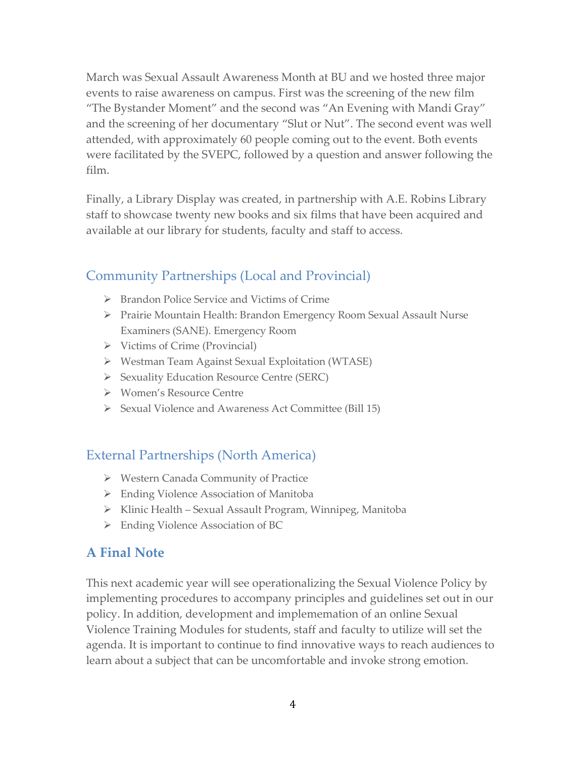March was Sexual Assault Awareness Month at BU and we hosted three major events to raise awareness on campus. First was the screening of the new film "The Bystander Moment" and the second was "An Evening with Mandi Gray" and the screening of her documentary "Slut or Nut". The second event was well attended, with approximately 60 people coming out to the event. Both events were facilitated by the SVEPC, followed by a question and answer following the film.

Finally, a Library Display was created, in partnership with A.E. Robins Library staff to showcase twenty new books and six films that have been acquired and available at our library for students, faculty and staff to access.

## Community Partnerships (Local and Provincial)

- Brandon Police Service and Victims of Crime
- Prairie Mountain Health: Brandon Emergency Room Sexual Assault Nurse Examiners (SANE). Emergency Room
- Victims of Crime (Provincial)
- Westman Team Against Sexual Exploitation (WTASE)
- Sexuality Education Resource Centre (SERC)
- Women's Resource Centre
- Sexual Violence and Awareness Act Committee (Bill 15)

## External Partnerships (North America)

- Western Canada Community of Practice
- Ending Violence Association of Manitoba
- Klinic Health – Sexual Assault Program, Winnipeg, Manitoba
- Ending Violence Association of BC

## A Final Note

This next academic year will see operationalizing the Sexual Violence Policy by implementing procedures to accompany principles and guidelines set out in our policy. In addition, development and implememation of an online Sexual Violence Training Modules for students, staff and faculty to utilize will set the agenda. It is important to continue to find innovative ways to reach audiences to learn about a subject that can be uncomfortable and invoke strong emotion.